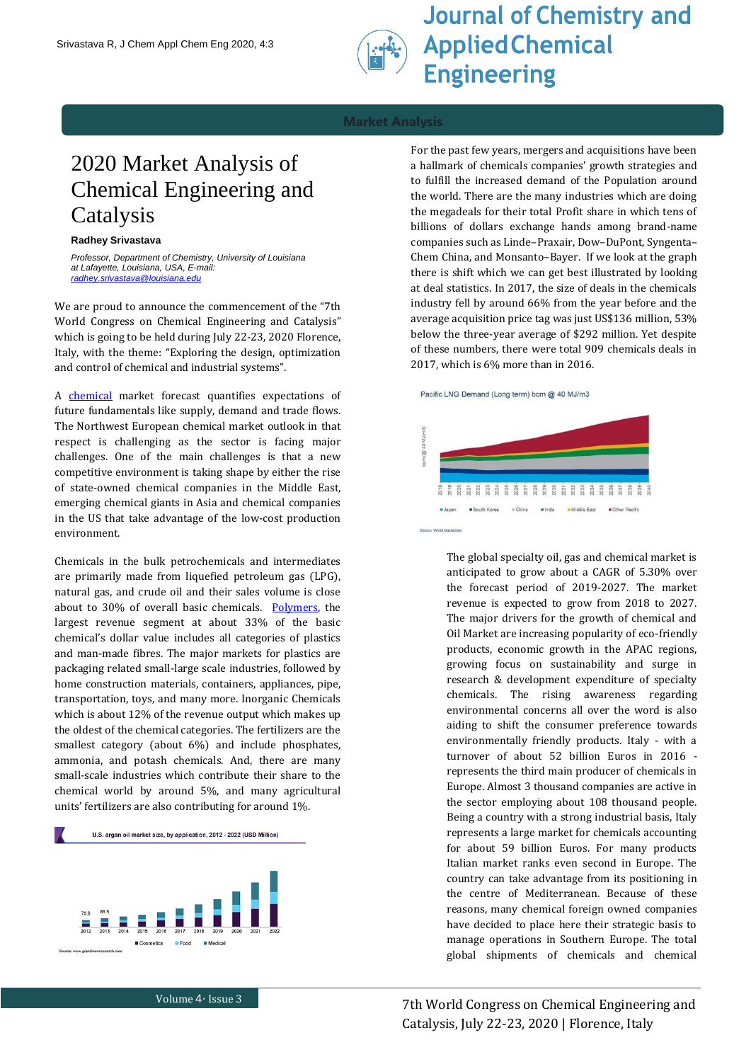Market Analysis

# 2020 Market Analysis of Chemical Engineering and Catalysis

**Radhey Srivastava**

*Professor, Department of Chemistry, University of Louisiana at Lafayette, Louisiana, USA, E-mail: radhey.srivastava@louisiana.edu*

We are proud to announce the commencement of the "7th World Congress on Chemical Engineering and Catalysis" which is going to be held during July 22-23, 2020 Florence, Italy, with the theme: "Exploring the design, optimization and control of chemical and industrial systems".

A chemical market forecast quantifies expectations of future fundamentals like supply, demand and trade flows. The Northwest European chemical market outlook in that respect is challenging as the sector is facing major challenges. One of the main challenges is that a new competitive environment is taking shape by either the rise of state-owned chemical companies in the Middle East, emerging chemical giants in Asia and chemical companies in the US that take advantage of the low-cost production environment.

Chemicals in the bulk petrochemicals and intermediates are primarily made from liquefied petroleum gas (LPG), natural gas, and crude oil and their sales volume is close about to 30% of overall basic chemicals. Polymers, the largest revenue segment at about 33% of the basic chemical's dollar value includes all categories of plastics and man-made fibres. The major markets for plastics are packaging related small-large scale industries, followed by home construction materials, containers, appliances, pipe, transportation, toys, and many more. Inorganic Chemicals which is about 12% of the revenue output which makes up the oldest of the chemical categories. The fertilizers are the smallest category (about 6%) and include phosphates, ammonia, and potash chemicals. And, there are many small-scale industries which contribute their share to the chemical world by around 5%, and many agricultural units' fertilizers are also contributing for around 1%.

U.S. argan oil market size, by application, 2012 - 2022 (USD Million)

Source: www.grandviewresearch.com

For the past few years, mergers and acquisitions have been a hallmark of chemicals companies' growth strategies and to fulfill the increased demand of the Population around the world. There are the many industries which are doing the megadeals for their total Profit share in which tens of billions of dollars exchange hands among brand-name companies such as Linde–Praxair, Dow–DuPont, Syngenta–Chem China, and Monsanto–Bayer. If we look at the graph there is shift which we can get best illustrated by looking at deal statistics. In 2017, the size of deals in the chemicals industry fell by around 66% from the year before and the average acquisition price tag was just US$136 million, 53% below the three-year average of $292 million. Yet despite of these numbers, there were total 909 chemicals deals in 2017, which is 6% more than in 2016.

Pacific LNG Demand (Long term) bcm @ 40 MJ/m3

Source: Wood Mackenzie

The global specialty oil, gas and chemical market is anticipated to grow about a CAGR of 5.30% over the forecast period of 2019-2027. The market revenue is expected to grow from 2018 to 2027. The major drivers for the growth of chemical and Oil Market are increasing popularity of eco-friendly products, economic growth in the APAC regions, growing focus on sustainability and surge in research & development expenditure of specialty chemicals. The rising awareness regarding environmental concerns all over the word is also aiding to shift the consumer preference towards environmentally friendly products. Italy - with a turnover of about 52 billion Euros in 2016 - represents the third main producer of chemicals in Europe. Almost 3 thousand companies are active in the sector employing about 108 thousand people. Being a country with a strong industrial basis, Italy represents a large market for chemicals accounting for about 59 billion Euros. For many products Italian market ranks even second in Europe. The country can take advantage from its positioning in the centre of Mediterranean. Because of these reasons, many chemical foreign owned companies have decided to place here their strategic basis to manage operations in Southern Europe. The total global shipments of chemicals and chemical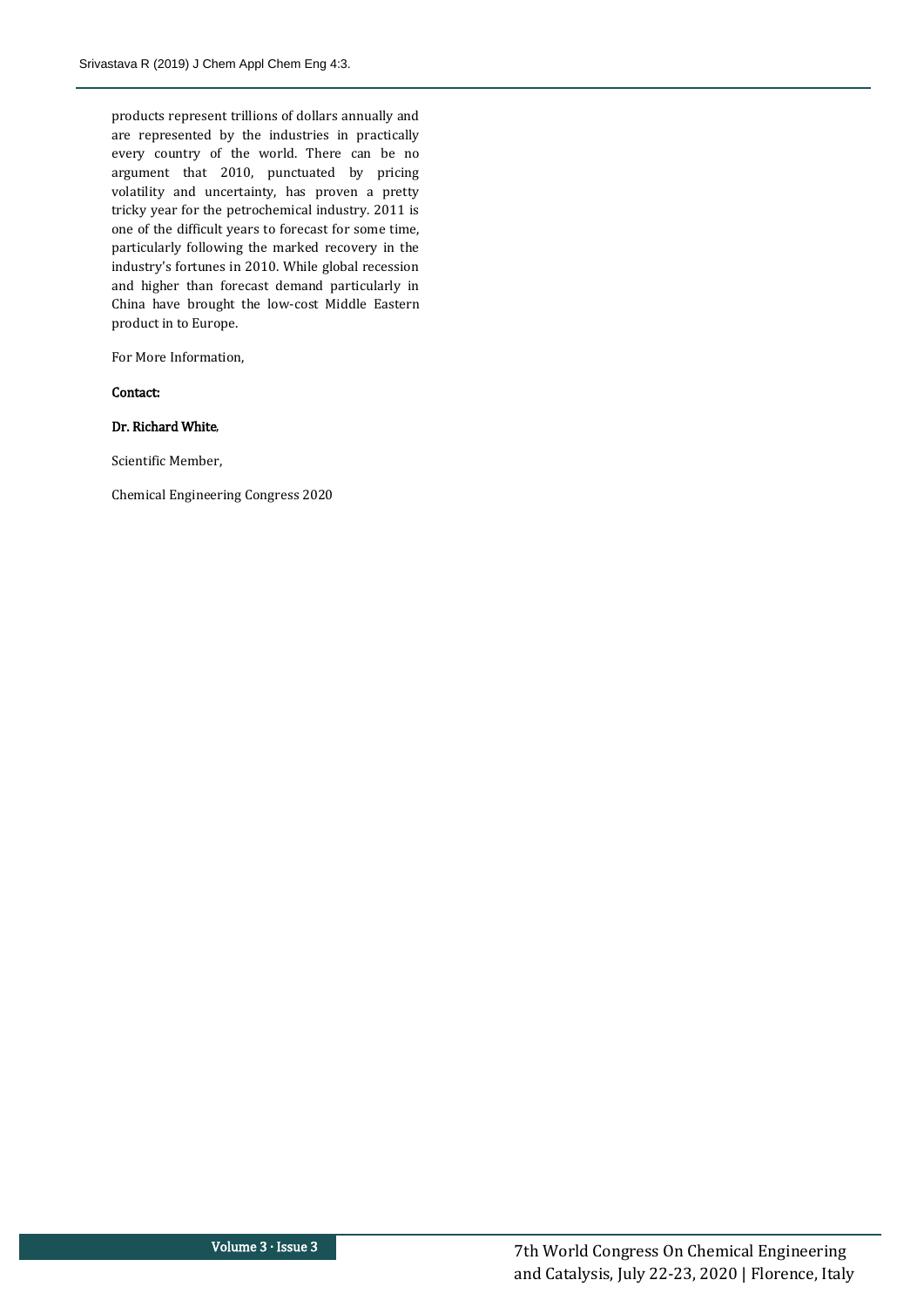products represent trillions of dollars annually and are represented by the industries in practically every country of the world. There can be no argument that 2010, punctuated by pricing volatility and uncertainty, has proven a pretty tricky year for the petrochemical industry. 2011 is one of the difficult years to forecast for some time, particularly following the marked recovery in the industry's fortunes in 2010. While global recession and higher than forecast demand particularly in China have brought the low-cost Middle Eastern product in to Europe.

For More Information,

**Contact:**

**Dr. Richard White**,

Scientific Member,

Chemical Engineering Congress 2020